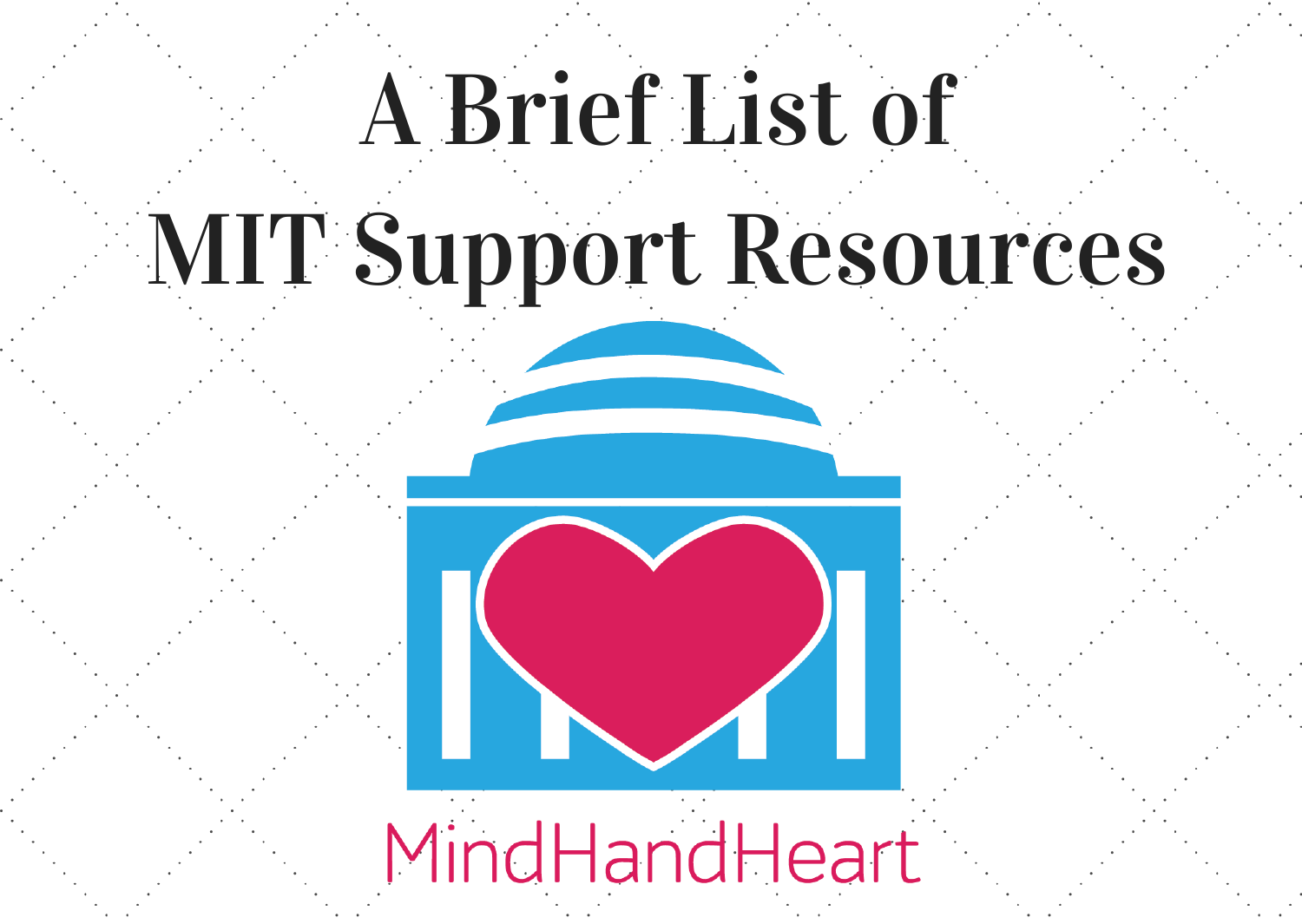# A Brief List of MIT Support Resources

MindHandHeart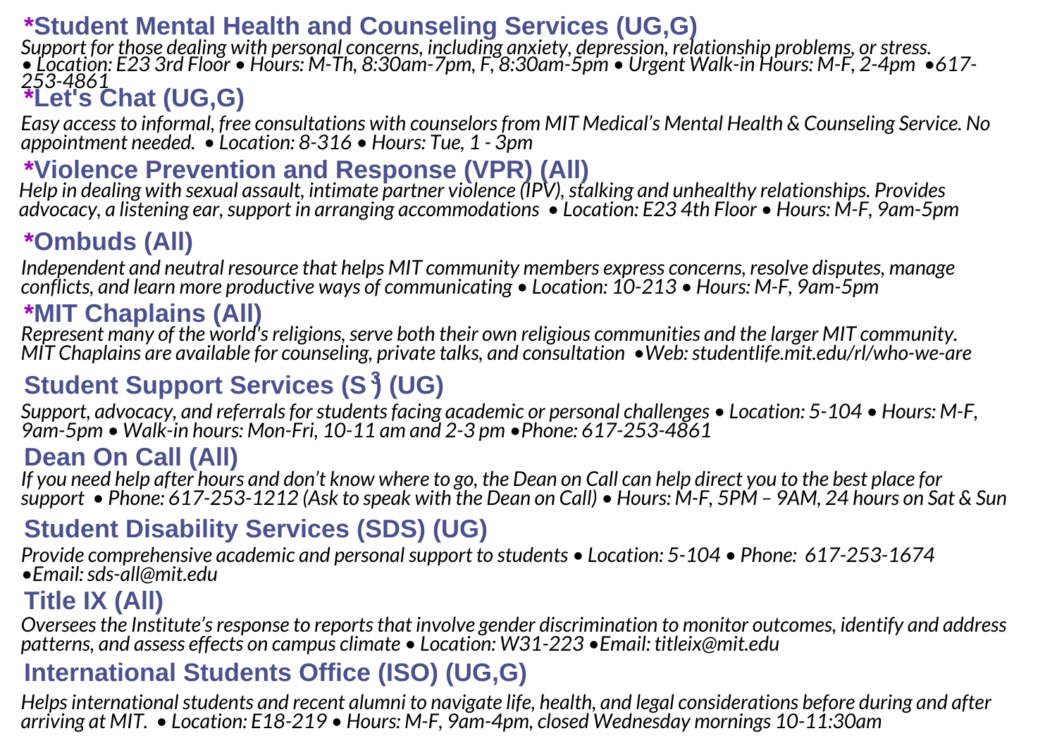## *Student Mental Health and Counseling Services (UG,G)

*Support for those dealing with personal concerns, including anxiety, depression, relationship problems, or stress. • Location: E23 3rd Floor • Hours: M-Th, 8:30am-7pm, F, 8:30am-5pm • Urgent Walk-in Hours: M-F, 2-4pm •617-253-4861*

## *Let's Chat (UG,G)

*Easy access to informal, free consultations with counselors from MIT Medical's Mental Health & Counseling Service. No appointment needed. • Location: 8-316 • Hours: Tue, 1 - 3pm*

## *Violence Prevention and Response (VPR) (All)

*Help in dealing with sexual assault, intimate partner violence (IPV), stalking and unhealthy relationships. Provides advocacy, a listening ear, support in arranging accommodations • Location: E23 4th Floor • Hours: M-F, 9am-5pm*

## *Ombuds (All)

*Independent and neutral resource that helps MIT community members express concerns, resolve disputes, manage conflicts, and learn more productive ways of communicating • Location: 10-213 • Hours: M-F, 9am-5pm*

## *MIT Chaplains (All)

*Represent many of the world's religions, serve both their own religious communities and the larger MIT community. MIT Chaplains are available for counseling, private talks, and consultation •Web: studentlife.mit.edu/rl/who-we-are*

## Student Support Services ($S^3$) (UG)

*Support, advocacy, and referrals for students facing academic or personal challenges • Location: 5-104 • Hours: M-F, 9am-5pm • Walk-in hours: Mon-Fri, 10-11 am and 2-3 pm •Phone: 617-253-4861*

## Dean On Call (All)

*If you need help after hours and don't know where to go, the Dean on Call can help direct you to the best place for support • Phone: 617-253-1212 (Ask to speak with the Dean on Call) • Hours: M-F, 5PM – 9AM, 24 hours on Sat & Sun*

## Student Disability Services (SDS) (UG)

*Provide comprehensive academic and personal support to students • Location: 5-104 • Phone: 617-253-1674 •Email: sds-all@mit.edu*

## Title IX (All)

*Oversees the Institute's response to reports that involve gender discrimination to monitor outcomes, identify and address patterns, and assess effects on campus climate • Location: W31-223 •Email: titleix@mit.edu*

## International Students Office (ISO) (UG,G)

*Helps international students and recent alumni to navigate life, health, and legal considerations before during and after arriving at MIT. • Location: E18-219 • Hours: M-F, 9am-4pm, closed Wednesday mornings 10-11:30am*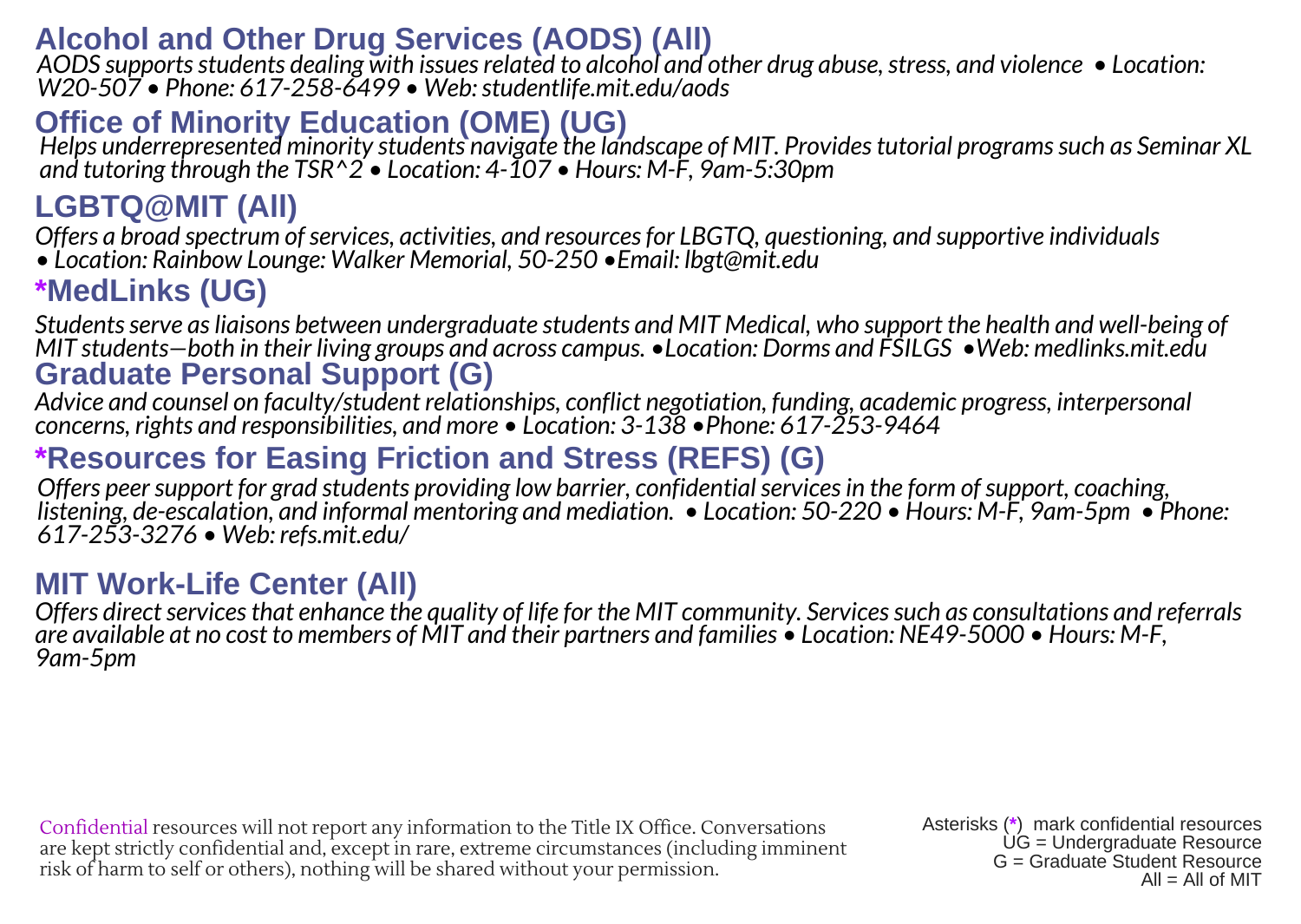## Alcohol and Other Drug Services (AODS) (All)

*AODS supports students dealing with issues related to alcohol and other drug abuse, stress, and violence • Location: W20-507 • Phone: 617-258-6499 • Web: studentlife.mit.edu/aods*

## Office of Minority Education (OME) (UG)

*Helps underrepresented minority students navigate the landscape of MIT. Provides tutorial programs such as Seminar XL and tutoring through the TSR^2 • Location: 4-107 • Hours: M-F, 9am-5:30pm*

## LGBTQ@MIT (All)

*Offers a broad spectrum of services, activities, and resources for LBGTQ, questioning, and supportive individuals • Location: Rainbow Lounge: Walker Memorial, 50-250 •Email: lbgt@mit.edu*

## *MedLinks (UG)

*Students serve as liaisons between undergraduate students and MIT Medical, who support the health and well-being of MIT students—both in their living groups and across campus. •Location: Dorms and FSILGS •Web: medlinks.mit.edu*

## Graduate Personal Support (G)

*Advice and counsel on faculty/student relationships, conflict negotiation, funding, academic progress, interpersonal concerns, rights and responsibilities, and more • Location: 3-138 •Phone: 617-253-9464*

## *Resources for Easing Friction and Stress (REFS) (G)

*Offers peer support for grad students providing low barrier, confidential services in the form of support, coaching, listening, de-escalation, and informal mentoring and mediation. • Location: 50-220 • Hours: M-F, 9am-5pm • Phone: 617-253-3276 • Web: refs.mit.edu/*

## MIT Work-Life Center (All)

*Offers direct services that enhance the quality of life for the MIT community. Services such as consultations and referrals are available at no cost to members of MIT and their partners and families • Location: NE49-5000 • Hours: M-F, 9am-5pm*

Confidential resources will not report any information to the Title IX Office. Conversations are kept strictly confidential and, except in rare, extreme circumstances (including imminent risk of harm to self or others), nothing will be shared without your permission.

Asterisks (*) mark confidential resources
UG = Undergraduate Resource
G = Graduate Student Resource
All = All of MIT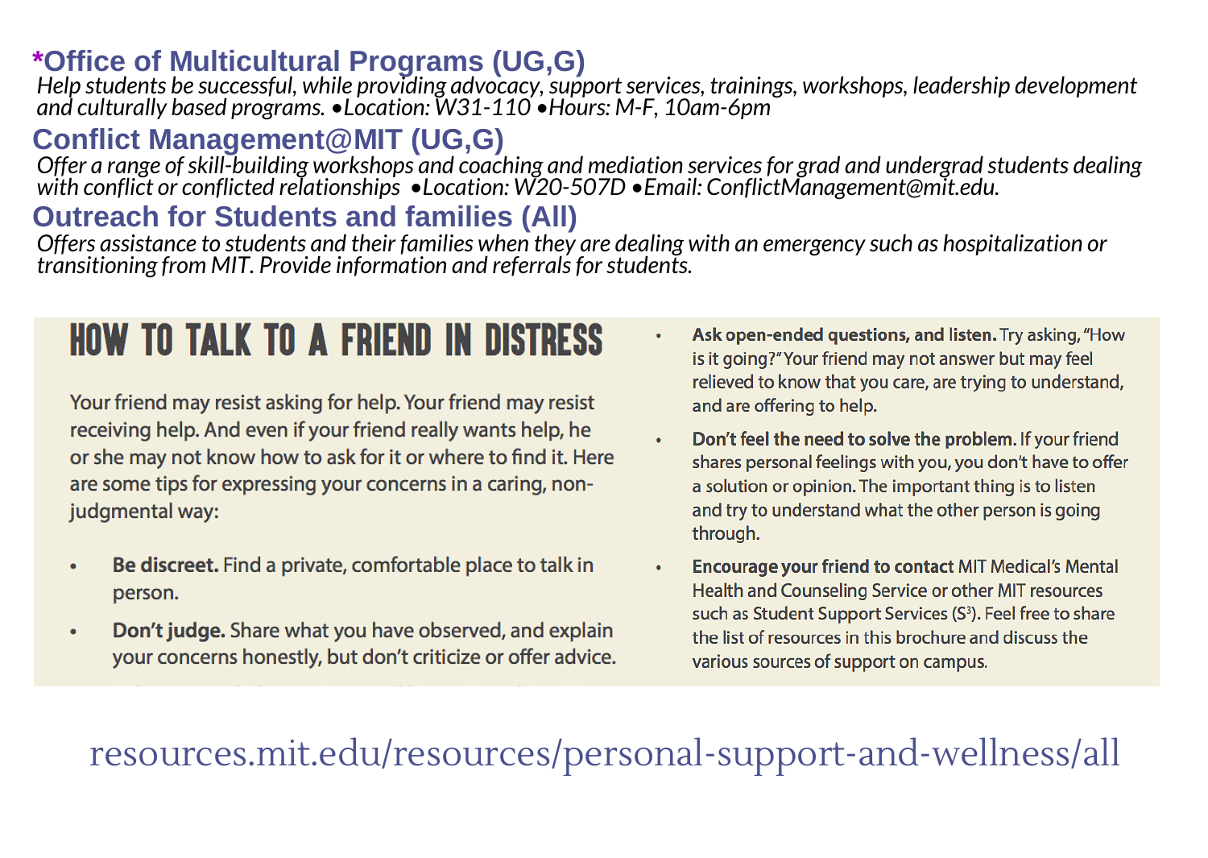## *Office of Multicultural Programs (UG,G)

*Help students be successful, while providing advocacy, support services, trainings, workshops, leadership development and culturally based programs. •Location: W31-110 •Hours: M-F, 10am-6pm*

## Conflict Management@MIT (UG,G)

*Offer a range of skill-building workshops and coaching and mediation services for grad and undergrad students dealing with conflict or conflicted relationships •Location: W20-507D •Email: ConflictManagement@mit.edu.*

## Outreach for Students and families (All)

*Offers assistance to students and their families when they are dealing with an emergency such as hospitalization or transitioning from MIT. Provide information and referrals for students.*

## HOW TO TALK TO A FRIEND IN DISTRESS

Your friend may resist asking for help. Your friend may resist receiving help. And even if your friend really wants help, he or she may not know how to ask for it or where to find it. Here are some tips for expressing your concerns in a caring, non-judgmental way:

- **Be discreet.** Find a private, comfortable place to talk in person.
- **Don't judge.** Share what you have observed, and explain your concerns honestly, but don't criticize or offer advice.
- **Ask open-ended questions, and listen.** Try asking, "How is it going?" Your friend may not answer but may feel relieved to know that you care, are trying to understand, and are offering to help.
- **Don't feel the need to solve the problem.** If your friend shares personal feelings with you, you don't have to offer a solution or opinion. The important thing is to listen and try to understand what the other person is going through.
- **Encourage your friend to contact** MIT Medical's Mental Health and Counseling Service or other MIT resources such as Student Support Services ($S^3$). Feel free to share the list of resources in this brochure and discuss the various sources of support on campus.

resources.mit.edu/resources/personal-support-and-wellness/all